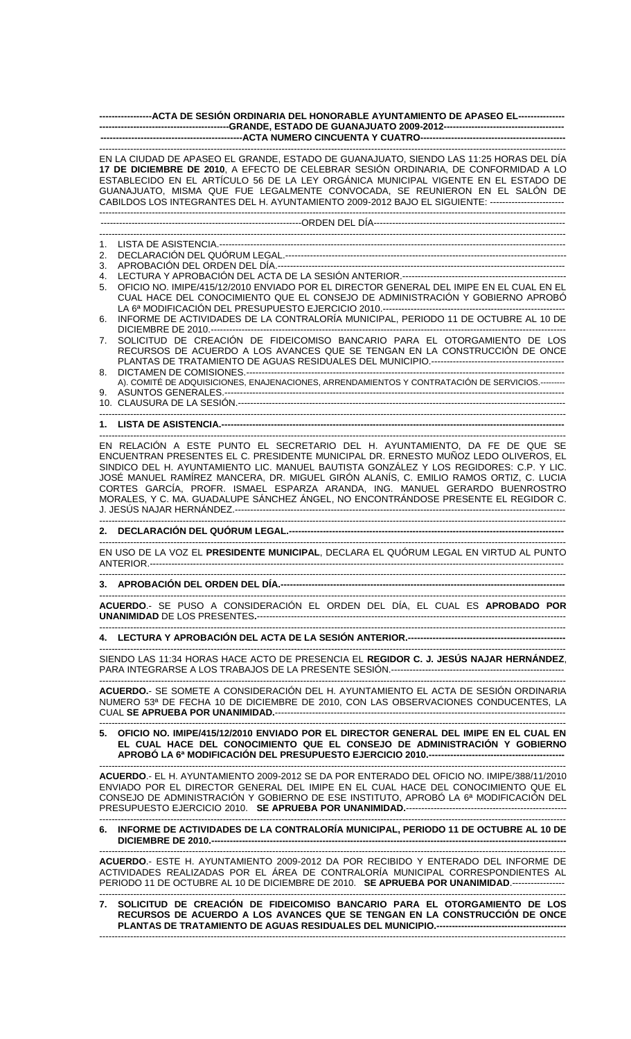**ACTA DE SESIÓN ORDINARIA DEL HONORABLE AYUNTAMIENTO DE APASEO EL GRANDE, ESTADO DE GUANAJUATO 2009-2012**

**ACTA NUMERO CINCUENTA Y CUATRO**

EN LA CIUDAD DE APASEO EL GRANDE, ESTADO DE GUANAJUATO, SIENDO LAS 11:25 HORAS DEL DÍA **17 DE DICIEMBRE DE 2010**, A EFECTO DE CELEBRAR SESIÓN ORDINARIA, DE CONFORMIDAD A LO ESTABLECIDO EN EL ARTÍCULO 56 DE LA LEY ORGÁNICA MUNICIPAL VIGENTE EN EL ESTADO DE GUANAJUATO, MISMA QUE FUE LEGALMENTE CONVOCADA, SE REUNIERON EN EL SALÓN DE CABILDOS LOS INTEGRANTES DEL H. AYUNTAMIENTO 2009-2012 BAJO EL SIGUIENTE:

ORDEN DEL DÍA

1. LISTA DE ASISTENCIA.
2. DECLARACIÓN DEL QUÓRUM LEGAL.
3. APROBACIÓN DEL ORDEN DEL DÍA.
4. LECTURA Y APROBACIÓN DEL ACTA DE LA SESIÓN ANTERIOR.
5. OFICIO NO. IMIPE/415/12/2010 ENVIADO POR EL DIRECTOR GENERAL DEL IMIPE EN EL CUAL EN EL CUAL HACE DEL CONOCIMIENTO QUE EL CONSEJO DE ADMINISTRACIÓN Y GOBIERNO APROBÓ LA 6ª MODIFICACIÓN DEL PRESUPUESTO EJERCICIO 2010.
6. INFORME DE ACTIVIDADES DE LA CONTRALORÍA MUNICIPAL, PERIODO 11 DE OCTUBRE AL 10 DE DICIEMBRE DE 2010.
7. SOLICITUD DE CREACIÓN DE FIDEICOMISO BANCARIO PARA EL OTORGAMIENTO DE LOS RECURSOS DE ACUERDO A LOS AVANCES QUE SE TENGAN EN LA CONSTRUCCIÓN DE ONCE PLANTAS DE TRATAMIENTO DE AGUAS RESIDUALES DEL MUNICIPIO.
8. DICTAMEN DE COMISIONES.
   A). COMITÉ DE ADQUISICIONES, ENAJENACIONES, ARRENDAMIENTOS Y CONTRATACIÓN DE SERVICIOS.
9. ASUNTOS GENERALES.
10. CLAUSURA DE LA SESIÓN.

**1. LISTA DE ASISTENCIA.**

EN RELACIÓN A ESTE PUNTO EL SECRETARIO DEL H. AYUNTAMIENTO, DA FE DE QUE SE ENCUENTRAN PRESENTES EL C. PRESIDENTE MUNICIPAL DR. ERNESTO MUÑOZ LEDO OLIVEROS, EL SINDICO DEL H. AYUNTAMIENTO LIC. MANUEL BAUTISTA GONZÁLEZ Y LOS REGIDORES: C.P. Y LIC. JOSÉ MANUEL RAMÍREZ MANCERA, DR. MIGUEL GIRÓN ALANÍS, C. EMILIO RAMOS ORTIZ, C. LUCIA CORTES GARCÍA, PROFR. ISMAEL ESPARZA ARANDA, ING. MANUEL GERARDO BUENROSTRO MORALES, Y C. MA. GUADALUPE SÁNCHEZ ÁNGEL, NO ENCONTRÁNDOSE PRESENTE EL REGIDOR C. J. JESÚS NAJAR HERNÁNDEZ.

**2. DECLARACIÓN DEL QUÓRUM LEGAL.**

EN USO DE LA VOZ EL **PRESIDENTE MUNICIPAL**, DECLARA EL QUÓRUM LEGAL EN VIRTUD AL PUNTO ANTERIOR.

**3. APROBACIÓN DEL ORDEN DEL DÍA.**

**ACUERDO**.- SE PUSO A CONSIDERACIÓN EL ORDEN DEL DÍA, EL CUAL ES **APROBADO POR UNANIMIDAD** DE LOS PRESENTES.

**4. LECTURA Y APROBACIÓN DEL ACTA DE LA SESIÓN ANTERIOR.**

SIENDO LAS 11:34 HORAS HACE ACTO DE PRESENCIA EL **REGIDOR C. J. JESÚS NAJAR HERNÁNDEZ**, PARA INTEGRARSE A LOS TRABAJOS DE LA PRESENTE SESIÓN.

**ACUERDO.**- SE SOMETE A CONSIDERACIÓN DEL H. AYUNTAMIENTO EL ACTA DE SESIÓN ORDINARIA NUMERO 53ª DE FECHA 10 DE DICIEMBRE DE 2010, CON LAS OBSERVACIONES CONDUCENTES, LA CUAL **SE APRUEBA POR UNANIMIDAD.**

**5. OFICIO NO. IMIPE/415/12/2010 ENVIADO POR EL DIRECTOR GENERAL DEL IMIPE EN EL CUAL EN EL CUAL HACE DEL CONOCIMIENTO QUE EL CONSEJO DE ADMINISTRACIÓN Y GOBIERNO APROBÓ LA 6ª MODIFICACIÓN DEL PRESUPUESTO EJERCICIO 2010.**

**ACUERDO**.- EL H. AYUNTAMIENTO 2009-2012 SE DA POR ENTERADO DEL OFICIO NO. IMIPE/388/11/2010 ENVIADO POR EL DIRECTOR GENERAL DEL IMIPE EN EL CUAL HACE DEL CONOCIMIENTO QUE EL CONSEJO DE ADMINISTRACIÓN Y GOBIERNO DE ESE INSTITUTO, APROBÓ LA 6ª MODIFICACIÓN DEL PRESUPUESTO EJERCICIO 2010. **SE APRUEBA POR UNANIMIDAD.**

**6. INFORME DE ACTIVIDADES DE LA CONTRALORÍA MUNICIPAL, PERIODO 11 DE OCTUBRE AL 10 DE DICIEMBRE DE 2010.**

**ACUERDO**.- ESTE H. AYUNTAMIENTO 2009-2012 DA POR RECIBIDO Y ENTERADO DEL INFORME DE ACTIVIDADES REALIZADAS POR EL ÁREA DE CONTRALORÍA MUNICIPAL CORRESPONDIENTES AL PERIODO 11 DE OCTUBRE AL 10 DE DICIEMBRE DE 2010. **SE APRUEBA POR UNANIMIDAD**.

**7. SOLICITUD DE CREACIÓN DE FIDEICOMISO BANCARIO PARA EL OTORGAMIENTO DE LOS RECURSOS DE ACUERDO A LOS AVANCES QUE SE TENGAN EN LA CONSTRUCCIÓN DE ONCE PLANTAS DE TRATAMIENTO DE AGUAS RESIDUALES DEL MUNICIPIO.**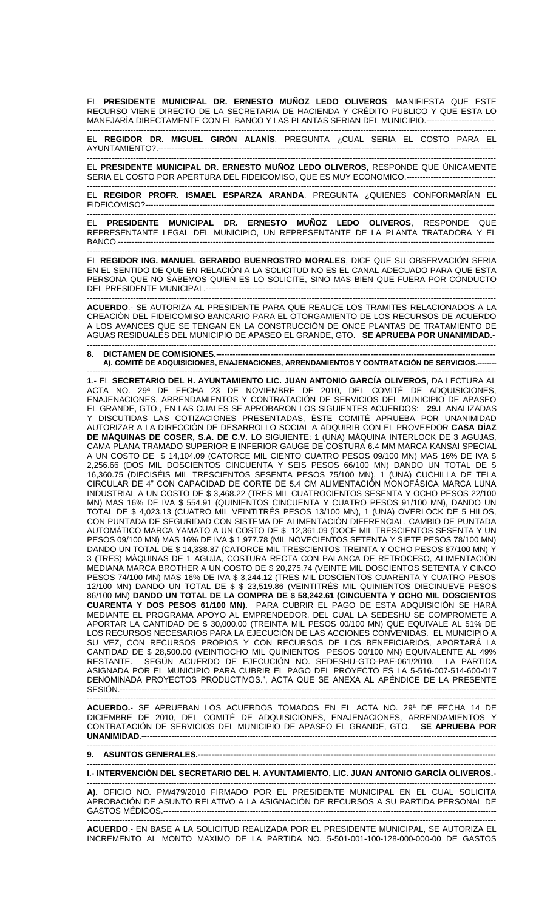EL **PRESIDENTE MUNICIPAL DR. ERNESTO MUÑOZ LEDO OLIVEROS**, MANIFIESTA QUE ESTE RECURSO VIENE DIRECTO DE LA SECRETARIA DE HACIENDA Y CRÉDITO PUBLICO Y QUE ESTA LO MANEJARÍA DIRECTAMENTE CON EL BANCO Y LAS PLANTAS SERIAN DEL MUNICIPIO.-------------------------

EL **REGIDOR DR. MIGUEL GIRÓN ALANÍS**, PREGUNTA ¿CUAL SERIA EL COSTO PARA EL AYUNTAMIENTO?.---------------------------------------------------------------------------------------------------------------

EL **PRESIDENTE MUNICIPAL DR. ERNESTO MUÑOZ LEDO OLIVEROS,** RESPONDE QUE ÚNICAMENTE SERIA EL COSTO POR APERTURA DEL FIDEICOMISO, QUE ES MUY ECONOMICO.----------------------------------

EL **REGIDOR PROFR. ISMAEL ESPARZA ARANDA**, PREGUNTA ¿QUIENES CONFORMARÍAN EL FIDEICOMISO?-----------------------------------------------------------------------------------------------------------------------

EL **PRESIDENTE MUNICIPAL DR. ERNESTO MUÑOZ LEDO OLIVEROS**, RESPONDE QUE REPRESENTANTE LEGAL DEL MUNICIPIO, UN REPRESENTANTE DE LA PLANTA TRATADORA Y EL BANCO.------------------------------------------------------------------------------------------------------------------------------------------

EL **REGIDOR ING. MANUEL GERARDO BUENROSTRO MORALES**, DICE QUE SU OBSERVACIÓN SERIA EN EL SENTIDO DE QUE EN RELACIÓN A LA SOLICITUD NO ES EL CANAL ADECUADO PARA QUE ESTA PERSONA QUE NO SABEMOS QUIEN ES LO SOLICITE, SINO MAS BIEN QUE FUERA POR CONDUCTO DEL PRESIDENTE MUNICIPAL.-----------------------------------------------------------------------------------------------------

**ACUERDO**.- SE AUTORIZA AL PRESIDENTE PARA QUE REALICE LOS TRAMITES RELACIONADOS A LA CREACIÓN DEL FIDEICOMISO BANCARIO PARA EL OTORGAMIENTO DE LOS RECURSOS DE ACUERDO A LOS AVANCES QUE SE TENGAN EN LA CONSTRUCCIÓN DE ONCE PLANTAS DE TRATAMIENTO DE AGUAS RESIDUALES DEL MUNICIPIO DE APASEO EL GRANDE, GTO. **SE APRUEBA POR UNANIMIDAD.**-

**8. DICTAMEN DE COMISIONES.---------------------------------------------------------------------------------------------------**

**A). COMITÉ DE ADQUISICIONES, ENAJENACIONES, ARRENDAMIENTOS Y CONTRATACIÓN DE SERVICIOS.--------**

**1**.- EL **SECRETARIO DEL H. AYUNTAMIENTO LIC. JUAN ANTONIO GARCÍA OLIVEROS**, DA LECTURA AL ACTA NO. 29ª DE FECHA 23 DE NOVIEMBRE DE 2010, DEL COMITÉ DE ADQUISICIONES, ENAJENACIONES, ARRENDAMIENTOS Y CONTRATACIÓN DE SERVICIOS DEL MUNICIPIO DE APASEO EL GRANDE, GTO., EN LAS CUALES SE APROBARON LOS SIGUIENTES ACUERDOS: **29.I** ANALIZADAS Y DISCUTIDAS LAS COTIZACIONES PRESENTADAS, ÉSTE COMITÉ APRUEBA POR UNANIMIDAD AUTORIZAR A LA DIRECCIÓN DE DESARROLLO SOCIAL A ADQUIRIR CON EL PROVEEDOR **CASA DÍAZ DE MÁQUINAS DE COSER, S.A. DE C.V.** LO SIGUIENTE: 1 (UNA) MÁQUINA INTERLOCK DE 3 AGUJAS, CAMA PLANA TRAMADO SUPERIOR E INFERIOR GAUGE DE COSTURA 6.4 MM MARCA KANSAI SPECIAL A UN COSTO DE $ 14,104.09 (CATORCE MIL CIENTO CUATRO PESOS 09/100 MN) MAS 16% DE IVA $ 2,256.66 (DOS MIL DOSCIENTOS CINCUENTA Y SEIS PESOS 66/100 MN) DANDO UN TOTAL DE $ 16,360.75 (DIECISÉIS MIL TRESCIENTOS SESENTA PESOS 75/100 MN), 1 (UNA) CUCHILLA DE TELA CIRCULAR DE 4" CON CAPACIDAD DE CORTE DE 5.4 CM ALIMENTACIÓN MONOFÁSICA MARCA LUNA INDUSTRIAL A UN COSTO DE $ 3,468.22 (TRES MIL CUATROCIENTOS SESENTA Y OCHO PESOS 22/100 MN) MAS 16% DE IVA $ 554.91 (QUINIENTOS CINCUENTA Y CUATRO PESOS 91/100 MN), DANDO UN TOTAL DE $ 4,023.13 (CUATRO MIL VEINTITRÉS PESOS 13/100 MN), 1 (UNA) OVERLOCK DE 5 HILOS, CON PUNTADA DE SEGURIDAD CON SISTEMA DE ALIMENTACIÓN DIFERENCIAL, CAMBIO DE PUNTADA AUTOMÁTICO MARCA YAMATO A UN COSTO DE $ 12,361.09 (DOCE MIL TRESCIENTOS SESENTA Y UN PESOS 09/100 MN) MAS 16% DE IVA $ 1,977.78 (MIL NOVECIENTOS SETENTA Y SIETE PESOS 78/100 MN) DANDO UN TOTAL DE $ 14,338.87 (CATORCE MIL TRESCIENTOS TREINTA Y OCHO PESOS 87/100 MN) Y 3 (TRES) MÁQUINAS DE 1 AGUJA, COSTURA RECTA CON PALANCA DE RETROCESO, ALIMENTACIÓN MEDIANA MARCA BROTHER A UN COSTO DE $ 20,275.74 (VEINTE MIL DOSCIENTOS SETENTA Y CINCO PESOS 74/100 MN) MAS 16% DE IVA $ 3,244.12 (TRES MIL DOSCIENTOS CUARENTA Y CUATRO PESOS 12/100 MN) DANDO UN TOTAL DE $ $ 23,519.86 (VEINTITRÉS MIL QUINIENTOS DIECINUEVE PESOS 86/100 MN) **DANDO UN TOTAL DE LA COMPRA DE $ 58,242.61 (CINCUENTA Y OCHO MIL DOSCIENTOS CUARENTA Y DOS PESOS 61/100 MN).** PARA CUBRIR EL PAGO DE ESTA ADQUISICIÓN SE HARÁ MEDIANTE EL PROGRAMA APOYO AL EMPRENDEDOR, DEL CUAL LA SEDESHU SE COMPROMETE A APORTAR LA CANTIDAD DE $ 30,000.00 (TREINTA MIL PESOS 00/100 MN) QUE EQUIVALE AL 51% DE LOS RECURSOS NECESARIOS PARA LA EJECUCIÓN DE LAS ACCIONES CONVENIDAS. EL MUNICIPIO A SU VEZ, CON RECURSOS PROPIOS Y CON RECURSOS DE LOS BENEFICIARIOS, APORTARÁ LA CANTIDAD DE $ 28,500.00 (VEINTIOCHO MIL QUINIENTOS PESOS 00/100 MN) EQUIVALENTE AL 49% RESTANTE. SEGÚN ACUERDO DE EJECUCIÓN NO. SEDESHU-GTO-PAE-061/2010. LA PARTIDA ASIGNADA POR EL MUNICIPIO PARA CUBRIR EL PAGO DEL PROYECTO ES LA 5-516-007-514-600-017 DENOMINADA PROYECTOS PRODUCTIVOS.", ACTA QUE SE ANEXA AL APÉNDICE DE LA PRESENTE SESIÓN.------------------------------------------------------------------------------------------------------------------------------------

**ACUERDO.**- SE APRUEBAN LOS ACUERDOS TOMADOS EN EL ACTA NO. 29ª DE FECHA 14 DE DICIEMBRE DE 2010, DEL COMITÉ DE ADQUISICIONES, ENAJENACIONES, ARRENDAMIENTOS Y CONTRATACIÓN DE SERVICIOS DEL MUNICIPIO DE APASEO EL GRANDE, GTO. **SE APRUEBA POR UNANIMIDAD**.-----------------------------------------------------------------------------------------------------------------------------

**9. ASUNTOS GENERALES.-----------------------------------------------------------------------------------------------------------**

**I.- INTERVENCIÓN DEL SECRETARIO DEL H. AYUNTAMIENTO, LIC. JUAN ANTONIO GARCÍA OLIVEROS.-**

**A).** OFICIO NO. PM/479/2010 FIRMADO POR EL PRESIDENTE MUNICIPAL EN EL CUAL SOLICITA APROBACIÓN DE ASUNTO RELATIVO A LA ASIGNACIÓN DE RECURSOS A SU PARTIDA PERSONAL DE GASTOS MÉDICOS.-----------------------------------------------------------------------------------------------------------------

**ACUERDO**.- EN BASE A LA SOLICITUD REALIZADA POR EL PRESIDENTE MUNICIPAL, SE AUTORIZA EL INCREMENTO AL MONTO MAXIMO DE LA PARTIDA NO. 5-501-001-100-128-000-000-00 DE GASTOS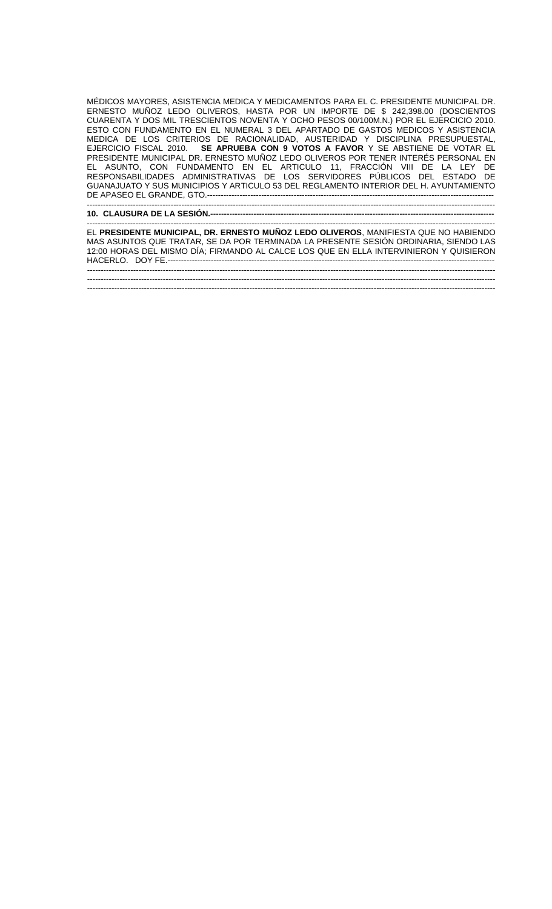MÉDICOS MAYORES, ASISTENCIA MEDICA Y MEDICAMENTOS PARA EL C. PRESIDENTE MUNICIPAL DR. ERNESTO MUÑOZ LEDO OLIVEROS, HASTA POR UN IMPORTE DE $ 242,398.00 (DOSCIENTOS CUARENTA Y DOS MIL TRESCIENTOS NOVENTA Y OCHO PESOS 00/100M.N.) POR EL EJERCICIO 2010. ESTO CON FUNDAMENTO EN EL NUMERAL 3 DEL APARTADO DE GASTOS MEDICOS Y ASISTENCIA MEDICA DE LOS CRITERIOS DE RACIONALIDAD, AUSTERIDAD Y DISCIPLINA PRESUPUESTAL, EJERCICIO FISCAL 2010. **SE APRUEBA CON 9 VOTOS A FAVOR** Y SE ABSTIENE DE VOTAR EL PRESIDENTE MUNICIPAL DR. ERNESTO MUÑOZ LEDO OLIVEROS POR TENER INTERÉS PERSONAL EN EL ASUNTO, CON FUNDAMENTO EN EL ARTICULO 11, FRACCIÓN VIII DE LA LEY DE RESPONSABILIDADES ADMINISTRATIVAS DE LOS SERVIDORES PÚBLICOS DEL ESTADO DE GUANAJUATO Y SUS MUNICIPIOS Y ARTICULO 53 DEL REGLAMENTO INTERIOR DEL H. AYUNTAMIENTO DE APASEO EL GRANDE, GTO.----------------------------------------------------------------------------------------------------------

------------------------------------------------------------------------------------------------------------------------------------------

**10. CLAUSURA DE LA SESIÓN.-----------------------------------------------------------------------------------------------**

------------------------------------------------------------------------------------------------------------------------------------------

EL **PRESIDENTE MUNICIPAL, DR. ERNESTO MUÑOZ LEDO OLIVEROS**, MANIFIESTA QUE NO HABIENDO MAS ASUNTOS QUE TRATAR, SE DA POR TERMINADA LA PRESENTE SESIÓN ORDINARIA, SIENDO LAS 12:00 HORAS DEL MISMO DÍA; FIRMANDO AL CALCE LOS QUE EN ELLA INTERVINIERON Y QUISIERON HACERLO. DOY FE.-----------------------------------------------------------------------------------------------------------------

------------------------------------------------------------------------------------------------------------------------------------------

------------------------------------------------------------------------------------------------------------------------------------------

------------------------------------------------------------------------------------------------------------------------------------------